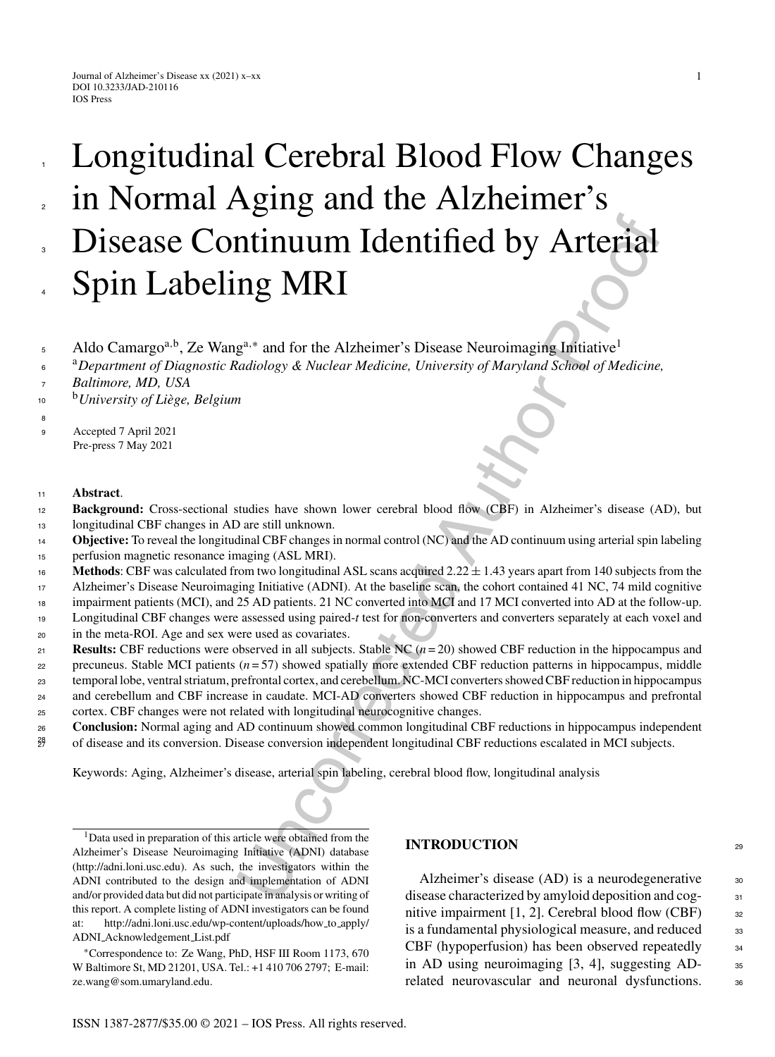# Longitudinal Cerebral Blood Flow Changes in Normal Aging and the Alzheimer's Disease Continuum Identified by Arterial Spin Labeling MRI

Aldo Camargo[a,b], Ze Wang[a,*] and for the Alzheimer's Disease Neuroimaging Initiative[1]

[a] *Department of Diagnostic Radiology & Nuclear Medicine, University of Maryland School of Medicine, Baltimore, MD, USA*

[b] *University of Liège, Belgium*

Accepted 7 April 2021
Pre-press 7 May 2021

**Abstract**.

**Background:** Cross-sectional studies have shown lower cerebral blood flow (CBF) in Alzheimer's disease (AD), but longitudinal CBF changes in AD are still unknown.

**Objective:** To reveal the longitudinal CBF changes in normal control (NC) and the AD continuum using arterial spin labeling perfusion magnetic resonance imaging (ASL MRI).

**Methods**: CBF was calculated from two longitudinal ASL scans acquired $2.22 \pm 1.43$ years apart from 140 subjects from the Alzheimer's Disease Neuroimaging Initiative (ADNI). At the baseline scan, the cohort contained 41 NC, 74 mild cognitive impairment patients (MCI), and 25 AD patients. 21 NC converted into MCI and 17 MCI converted into AD at the follow-up. Longitudinal CBF changes were assessed using paired-*t* test for non-converters and converters separately at each voxel and in the meta-ROI. Age and sex were used as covariates.

**Results:** CBF reductions were observed in all subjects. Stable NC ($n = 20$) showed CBF reduction in the hippocampus and precuneus. Stable MCI patients ($n = 57$) showed spatially more extended CBF reduction patterns in hippocampus, middle temporal lobe, ventral striatum, prefrontal cortex, and cerebellum. NC-MCI converters showed CBF reduction in hippocampus and cerebellum and CBF increase in caudate. MCI-AD converters showed CBF reduction in hippocampus and prefrontal cortex. CBF changes were not related with longitudinal neurocognitive changes.

**Conclusion:** Normal aging and AD continuum showed common longitudinal CBF reductions in hippocampus independent of disease and its conversion. Disease conversion independent longitudinal CBF reductions escalated in MCI subjects.

Keywords: Aging, Alzheimer's disease, arterial spin labeling, cerebral blood flow, longitudinal analysis

[1] Data used in preparation of this article were obtained from the Alzheimer's Disease Neuroimaging Initiative (ADNI) database (http://adni.loni.usc.edu). As such, the investigators within the ADNI contributed to the design and implementation of ADNI and/or provided data but did not participate in analysis or writing of this report. A complete listing of ADNI investigators can be found at: http://adni.loni.usc.edu/wp-content/uploads/how_to_apply/ADNI_Acknowledgement_List.pdf

*Correspondence to: Ze Wang, PhD, HSF III Room 1173, 670 W Baltimore St, MD 21201, USA. Tel.: +1 410 706 2797; E-mail: ze.wang@som.umaryland.edu.

## INTRODUCTION

Alzheimer's disease (AD) is a neurodegenerative disease characterized by amyloid deposition and cognitive impairment [1, 2]. Cerebral blood flow (CBF) is a fundamental physiological measure, and reduced CBF (hypoperfusion) has been observed repeatedly in AD using neuroimaging [3, 4], suggesting AD-related neurovascular and neuronal dysfunctions.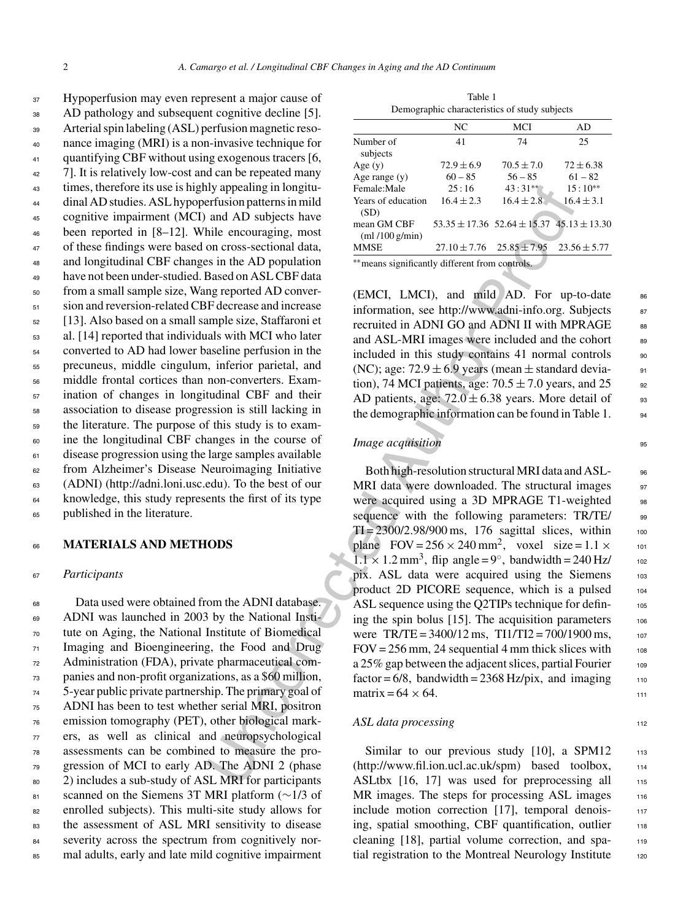Hypoperfusion may even represent a major cause of AD pathology and subsequent cognitive decline [5]. Arterial spin labeling (ASL) perfusion magnetic resonance imaging (MRI) is a non-invasive technique for quantifying CBF without using exogenous tracers [6, 7]. It is relatively low-cost and can be repeated many times, therefore its use is highly appealing in longitudinal AD studies. ASL hypoperfusion patterns in mild cognitive impairment (MCI) and AD subjects have been reported in [8–12]. While encouraging, most of these findings were based on cross-sectional data, and longitudinal CBF changes in the AD population have not been under-studied. Based on ASL CBF data from a small sample size, Wang reported AD conversion and reversion-related CBF decrease and increase [13]. Also based on a small sample size, Staffaroni et al. [14] reported that individuals with MCI who later converted to AD had lower baseline perfusion in the precuneus, middle cingulum, inferior parietal, and middle frontal cortices than non-converters. Examination of changes in longitudinal CBF and their association to disease progression is still lacking in the literature. The purpose of this study is to examine the longitudinal CBF changes in the course of disease progression using the large samples available from Alzheimer's Disease Neuroimaging Initiative (ADNI) (http://adni.loni.usc.edu). To the best of our knowledge, this study represents the first of its type published in the literature.

## MATERIALS AND METHODS

### *Participants*

Data used were obtained from the ADNI database. ADNI was launched in 2003 by the National Institute on Aging, the National Institute of Biomedical Imaging and Bioengineering, the Food and Drug Administration (FDA), private pharmaceutical companies and non-profit organizations, as a $60 million, 5-year public private partnership. The primary goal of ADNI has been to test whether serial MRI, positron emission tomography (PET), other biological markers, as well as clinical and neuropsychological assessments can be combined to measure the progression of MCI to early AD. The ADNI 2 (phase 2) includes a sub-study of ASL MRI for participants scanned on the Siemens 3T MRI platform (~1/3 of enrolled subjects). This multi-site study allows for the assessment of ASL MRI sensitivity to disease severity across the spectrum from cognitively normal adults, early and late mild cognitive impairment (EMCI, LMCI), and mild AD. For up-to-date information, see http://www.adni-info.org. Subjects recruited in ADNI GO and ADNI II with MPRAGE and ASL-MRI images were included and the cohort included in this study contains 41 normal controls (NC); age: $72.9 \pm 6.9$ years (mean $\pm$ standard deviation), 74 MCI patients, age: $70.5 \pm 7.0$ years, and 25 AD patients, age: $72.0 \pm 6.38$ years. More detail of the demographic information can be found in Table 1.

Table 1
Demographic characteristics of study subjects

| | NC | MCI | AD |
|---|---|---|---|
| Number of subjects | 41 | 74 | 25 |
| Age (y) | $72.9 \pm 6.9$ | $70.5 \pm 7.0$ | $72 \pm 6.38$ |
| Age range (y) | 60 – 85 | 56 – 85 | 61 – 82 |
| Female:Male | 25 : 16 | 43 : 31** | 15 : 10** |
| Years of education (SD) | $16.4 \pm 2.3$ | $16.4 \pm 2.8$ | $16.4 \pm 3.1$ |
| mean GM CBF (ml /100 g/min) | $53.35 \pm 17.36$ | $52.64 \pm 15.37$ | $45.13 \pm 13.30$ |
| MMSE | $27.10 \pm 7.76$ | $25.85 \pm 7.95$ | $23.56 \pm 5.77$ |

**means significantly different from controls.

### *Image acquisition*

Both high-resolution structural MRI data and ASL-MRI data were downloaded. The structural images were acquired using a 3D MPRAGE T1-weighted sequence with the following parameters: TR/TE/TI = 2300/2.98/900 ms, 176 sagittal slices, within plane FOV = $256 \times 240\,\text{mm}^2$, voxel size = $1.1 \times 1.1 \times 1.2\,\text{mm}^3$, flip angle = 9°, bandwidth = 240 Hz/pix. ASL data were acquired using the Siemens product 2D PICORE sequence, which is a pulsed ASL sequence using the Q2TIPs technique for defining the spin bolus [15]. The acquisition parameters were TR/TE = 3400/12 ms, TI1/TI2 = 700/1900 ms, FOV = 256 mm, 24 sequential 4 mm thick slices with a 25% gap between the adjacent slices, partial Fourier factor = 6/8, bandwidth = 2368 Hz/pix, and imaging matrix = $64 \times 64$.

### *ASL data processing*

Similar to our previous study [10], a SPM12 (http://www.fil.ion.ucl.ac.uk/spm) based toolbox, ASLtbx [16, 17] was used for preprocessing all MR images. The steps for processing ASL images include motion correction [17], temporal denoising, spatial smoothing, CBF quantification, outlier cleaning [18], partial volume correction, and spatial registration to the Montreal Neurology Institute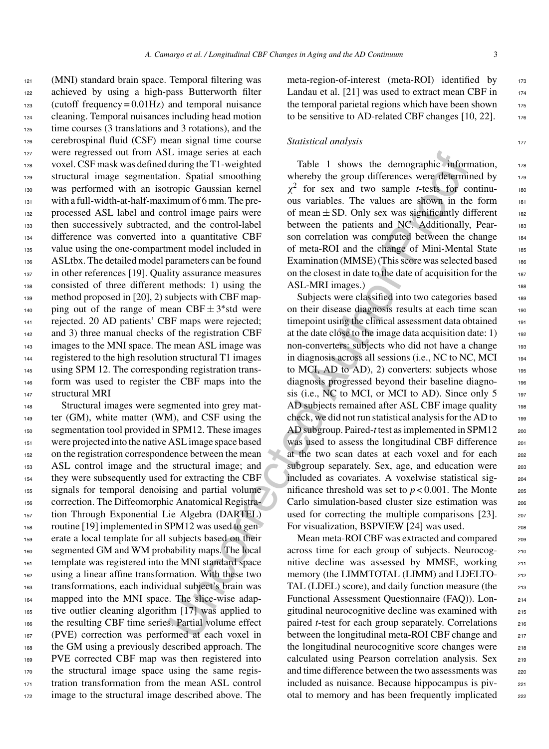(MNI) standard brain space. Temporal filtering was achieved by using a high-pass Butterworth filter (cutoff frequency = 0.01Hz) and temporal nuisance cleaning. Temporal nuisances including head motion time courses (3 translations and 3 rotations), and the cerebrospinal fluid (CSF) mean signal time course were regressed out from ASL image series at each voxel. CSF mask was defined during the T1-weighted structural image segmentation. Spatial smoothing was performed with an isotropic Gaussian kernel with a full-width-at-half-maximum of 6 mm. The preprocessed ASL label and control image pairs were then successively subtracted, and the control-label difference was converted into a quantitative CBF value using the one-compartment model included in ASLtbx. The detailed model parameters can be found in other references [19]. Quality assurance measures consisted of three different methods: 1) using the method proposed in [20], 2) subjects with CBF mapping out of the range of mean CBF ± 3*std were rejected. 20 AD patients' CBF maps were rejected; and 3) three manual checks of the registration CBF images to the MNI space. The mean ASL image was registered to the high resolution structural T1 images using SPM 12. The corresponding registration transform was used to register the CBF maps into the structural MRI

Structural images were segmented into grey matter (GM), white matter (WM), and CSF using the segmentation tool provided in SPM12. These images were projected into the native ASL image space based on the registration correspondence between the mean ASL control image and the structural image; and they were subsequently used for extracting the CBF signals for temporal denoising and partial volume correction. The Diffeomorphic Anatomical Registration Through Exponential Lie Algebra (DARTEL) routine [19] implemented in SPM12 was used to generate a local template for all subjects based on their segmented GM and WM probability maps. The local template was registered into the MNI standard space using a linear affine transformation. With these two transformations, each individual subject's brain was mapped into the MNI space. The slice-wise adaptive outlier cleaning algorithm [17] was applied to the resulting CBF time series. Partial volume effect (PVE) correction was performed at each voxel in the GM using a previously described approach. The PVE corrected CBF map was then registered into the structural image space using the same registration transformation from the mean ASL control image to the structural image described above. The meta-region-of-interest (meta-ROI) identified by Landau et al. [21] was used to extract mean CBF in the temporal parietal regions which have been shown to be sensitive to AD-related CBF changes [10, 22].

### *Statistical analysis*

Table 1 shows the demographic information, whereby the group differences were determined by $\chi^2$ for sex and two sample *t*-tests for continuous variables. The values are shown in the form of mean ± SD. Only sex was significantly different between the patients and NC. Additionally, Pearson correlation was computed between the change of meta-ROI and the change of Mini-Mental State Examination (MMSE) (This score was selected based on the closest in date to the date of acquisition for the ASL-MRI images.)

Subjects were classified into two categories based on their disease diagnosis results at each time scan timepoint using the clinical assessment data obtained at the date close to the image data acquisition date: 1) non-converters: subjects who did not have a change in diagnosis across all sessions (i.e., NC to NC, MCI to MCI, AD to AD), 2) converters: subjects whose diagnosis progressed beyond their baseline diagnosis (i.e., NC to MCI, or MCI to AD). Since only 5 AD subjects remained after ASL CBF image quality check, we did not run statistical analysis for the AD to AD subgroup. Paired-*t* test as implemented in SPM12 was used to assess the longitudinal CBF difference at the two scan dates at each voxel and for each subgroup separately. Sex, age, and education were included as covariates. A voxelwise statistical significance threshold was set to $p < 0.001$. The Monte Carlo simulation-based cluster size estimation was used for correcting the multiple comparisons [23]. For visualization, BSPVIEW [24] was used.

Mean meta-ROI CBF was extracted and compared across time for each group of subjects. Neurocognitive decline was assessed by MMSE, working memory (the LIMMTOTAL (LIMM) and LDELTOTAL (LDEL) score), and daily function measure (the Functional Assessment Questionnaire (FAQ)). Longitudinal neurocognitive decline was examined with paired *t*-test for each group separately. Correlations between the longitudinal meta-ROI CBF change and the longitudinal neurocognitive score changes were calculated using Pearson correlation analysis. Sex and time difference between the two assessments was included as nuisance. Because hippocampus is pivotal to memory and has been frequently implicated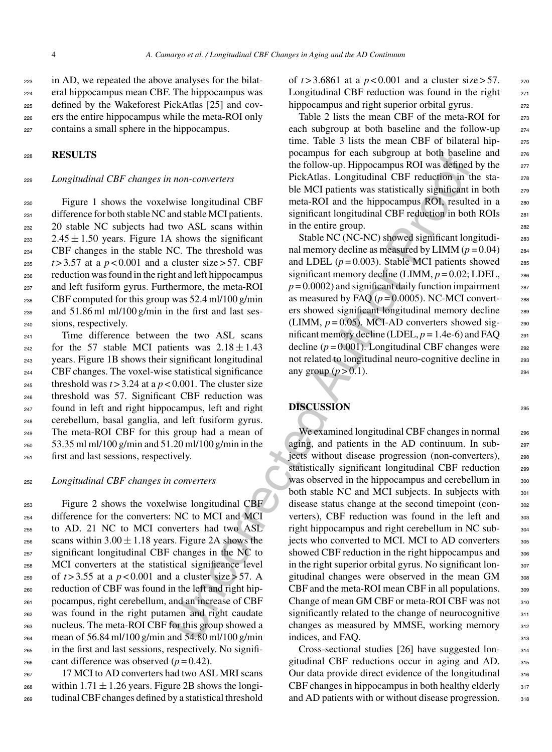in AD, we repeated the above analyses for the bilateral hippocampus mean CBF. The hippocampus was defined by the Wakeforest PickAtlas [25] and covers the entire hippocampus while the meta-ROI only contains a small sphere in the hippocampus.

## RESULTS

### *Longitudinal CBF changes in non-converters*

Figure 1 shows the voxelwise longitudinal CBF difference for both stable NC and stable MCI patients. 20 stable NC subjects had two ASL scans within $2.45 \pm 1.50$ years. Figure 1A shows the significant CBF changes in the stable NC. The threshold was $t > 3.57$ at a $p < 0.001$ and a cluster size $> 57$. CBF reduction was found in the right and left hippocampus and left fusiform gyrus. Furthermore, the meta-ROI CBF computed for this group was 52.4 ml/100 g/min and 51.86 ml ml/100 g/min in the first and last sessions, respectively.

Time difference between the two ASL scans for the 57 stable MCI patients was $2.18 \pm 1.43$ years. Figure 1B shows their significant longitudinal CBF changes. The voxel-wise statistical significance threshold was $t > 3.24$ at a $p < 0.001$. The cluster size threshold was 57. Significant CBF reduction was found in left and right hippocampus, left and right cerebellum, basal ganglia, and left fusiform gyrus. The meta-ROI CBF for this group had a mean of 53.35 ml ml/100 g/min and 51.20 ml/100 g/min in the first and last sessions, respectively.

### *Longitudinal CBF changes in converters*

Figure 2 shows the voxelwise longitudinal CBF difference for the converters: NC to MCI and MCI to AD. 21 NC to MCI converters had two ASL scans within $3.00 \pm 1.18$ years. Figure 2A shows the significant longitudinal CBF changes in the NC to MCI converters at the statistical significance level of $t > 3.55$ at a $p < 0.001$ and a cluster size $> 57$. A reduction of CBF was found in the left and right hippocampus, right cerebellum, and an increase of CBF was found in the right putamen and right caudate nucleus. The meta-ROI CBF for this group showed a mean of 56.84 ml/100 g/min and 54.80 ml/100 g/min in the first and last sessions, respectively. No significant difference was observed ($p = 0.42$).

17 MCI to AD converters had two ASL MRI scans within $1.71 \pm 1.26$ years. Figure 2B shows the longitudinal CBF changes defined by a statistical threshold of $t > 3.6861$ at a $p < 0.001$ and a cluster size $> 57$. Longitudinal CBF reduction was found in the right hippocampus and right superior orbital gyrus.

Table 2 lists the mean CBF of the meta-ROI for each subgroup at both baseline and the follow-up time. Table 3 lists the mean CBF of bilateral hippocampus for each subgroup at both baseline and the follow-up. Hippocampus ROI was defined by the PickAtlas. Longitudinal CBF reduction in the stable MCI patients was statistically significant in both meta-ROI and the hippocampus ROI, resulted in a significant longitudinal CBF reduction in both ROIs in the entire group.

Stable NC (NC-NC) showed significant longitudinal memory decline as measured by LIMM ($p = 0.04$) and LDEL ($p = 0.003$). Stable MCI patients showed significant memory decline (LIMM, $p = 0.02$; LDEL, $p = 0.0002$) and significant daily function impairment as measured by FAQ ($p = 0.0005$). NC-MCI converters showed significant longitudinal memory decline (LIMM, $p = 0.05$). MCI-AD converters showed significant memory decline (LDEL, $p = 1.4\text{e-}6$) and FAQ decline ($p = 0.001$). Longitudinal CBF changes were not related to longitudinal neuro-cognitive decline in any group ($p > 0.1$).

## DISCUSSION

We examined longitudinal CBF changes in normal aging, and patients in the AD continuum. In subjects without disease progression (non-converters), statistically significant longitudinal CBF reduction was observed in the hippocampus and cerebellum in both stable NC and MCI subjects. In subjects with disease status change at the second timepoint (converters), CBF reduction was found in the left and right hippocampus and right cerebellum in NC subjects who converted to MCI. MCI to AD converters showed CBF reduction in the right hippocampus and in the right superior orbital gyrus. No significant longitudinal changes were observed in the mean GM CBF and the meta-ROI mean CBF in all populations. Change of mean GM CBF or meta-ROI CBF was not significantly related to the change of neurocognitive changes as measured by MMSE, working memory indices, and FAQ.

Cross-sectional studies [26] have suggested longitudinal CBF reductions occur in aging and AD. Our data provide direct evidence of the longitudinal CBF changes in hippocampus in both healthy elderly and AD patients with or without disease progression.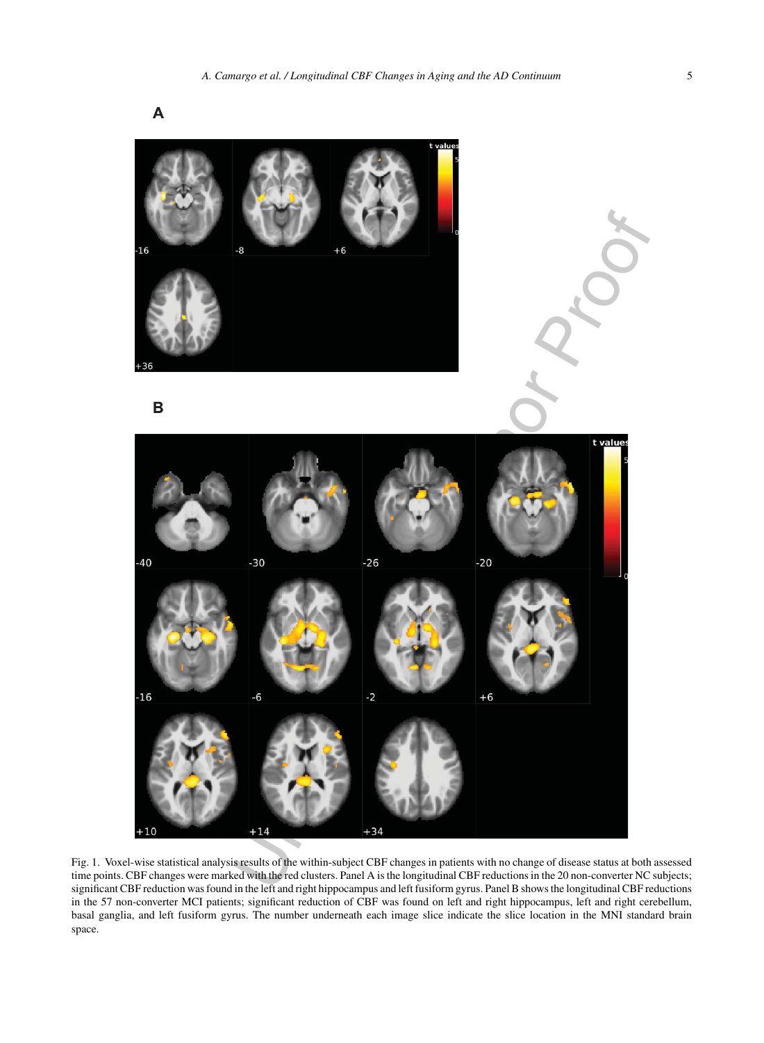Fig. 1. Voxel-wise statistical analysis results of the within-subject CBF changes in patients with no change of disease status at both assessed time points. CBF changes were marked with the red clusters. Panel A is the longitudinal CBF reductions in the 20 non-converter NC subjects; significant CBF reduction was found in the left and right hippocampus and left fusiform gyrus. Panel B shows the longitudinal CBF reductions in the 57 non-converter MCI patients; significant reduction of CBF was found on left and right hippocampus, left and right cerebellum, basal ganglia, and left fusiform gyrus. The number underneath each image slice indicate the slice location in the MNI standard brain space.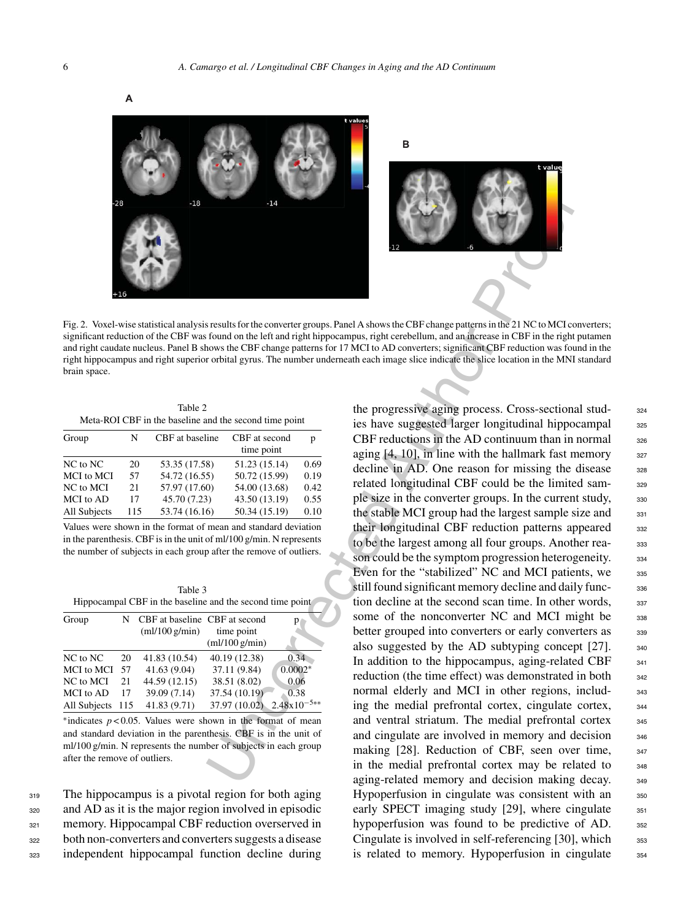Fig. 2. Voxel-wise statistical analysis results for the converter groups. Panel A shows the CBF change patterns in the 21 NC to MCI converters; significant reduction of the CBF was found on the left and right hippocampus, right cerebellum, and an increase in CBF in the right putamen and right caudate nucleus. Panel B shows the CBF change patterns for 17 MCI to AD converters; significant CBF reduction was found in the right hippocampus and right superior orbital gyrus. The number underneath each image slice indicate the slice location in the MNI standard brain space.

Table 2
Meta-ROI CBF in the baseline and the second time point

| Group | N | CBF at baseline | CBF at second time point | p |
|---|---|---|---|---|
| NC to NC | 20 | 53.35 (17.58) | 51.23 (15.14) | 0.69 |
| MCI to MCI | 57 | 54.72 (16.55) | 50.72 (15.99) | 0.19 |
| NC to MCI | 21 | 57.97 (17.60) | 54.00 (13.68) | 0.42 |
| MCI to AD | 17 | 45.70 (7.23) | 43.50 (13.19) | 0.55 |
| All Subjects | 115 | 53.74 (16.16) | 50.34 (15.19) | 0.10 |

Values were shown in the format of mean and standard deviation in the parenthesis. CBF is in the unit of ml/100 g/min. N represents the number of subjects in each group after the remove of outliers.

Table 3
Hippocampal CBF in the baseline and the second time point

| Group | N | CBF at baseline (ml/100 g/min) | CBF at second time point (ml/100 g/min) | p |
|---|---|---|---|---|
| NC to NC | 20 | 41.83 (10.54) | 40.19 (12.38) | 0.34 |
| MCI to MCI | 57 | 41.63 (9.04) | 37.11 (9.84) | 0.0002* |
| NC to MCI | 21 | 44.59 (12.15) | 38.51 (8.02) | 0.06 |
| MCI to AD | 17 | 39.09 (7.14) | 37.54 (10.19) | 0.38 |
| All Subjects | 115 | 41.83 (9.71) | 37.97 (10.02) | $2.48\text{x}10^{-5}$** |

*indicates $p < 0.05$. Values were shown in the format of mean and standard deviation in the parenthesis. CBF is in the unit of ml/100 g/min. N represents the number of subjects in each group after the remove of outliers.

The hippocampus is a pivotal region for both aging and AD as it is the major region involved in episodic memory. Hippocampal CBF reduction overserved in both non-converters and converters suggests a disease independent hippocampal function decline during the progressive aging process. Cross-sectional studies have suggested larger longitudinal hippocampal CBF reductions in the AD continuum than in normal aging [4, 10], in line with the hallmark fast memory decline in AD. One reason for missing the disease related longitudinal CBF could be the limited sample size in the converter groups. In the current study, the stable MCI group had the largest sample size and their longitudinal CBF reduction patterns appeared to be the largest among all four groups. Another reason could be the symptom progression heterogeneity. Even for the "stabilized" NC and MCI patients, we still found significant memory decline and daily function decline at the second scan time. In other words, some of the nonconverter NC and MCI might be better grouped into converters or early converters as also suggested by the AD subtyping concept [27]. In addition to the hippocampus, aging-related CBF reduction (the time effect) was demonstrated in both normal elderly and MCI in other regions, including the medial prefrontal cortex, cingulate cortex, and ventral striatum. The medial prefrontal cortex and cingulate are involved in memory and decision making [28]. Reduction of CBF, seen over time, in the medial prefrontal cortex may be related to aging-related memory and decision making decay. Hypoperfusion in cingulate was consistent with an early SPECT imaging study [29], where cingulate hypoperfusion was found to be predictive of AD. Cingulate is involved in self-referencing [30], which is related to memory. Hypoperfusion in cingulate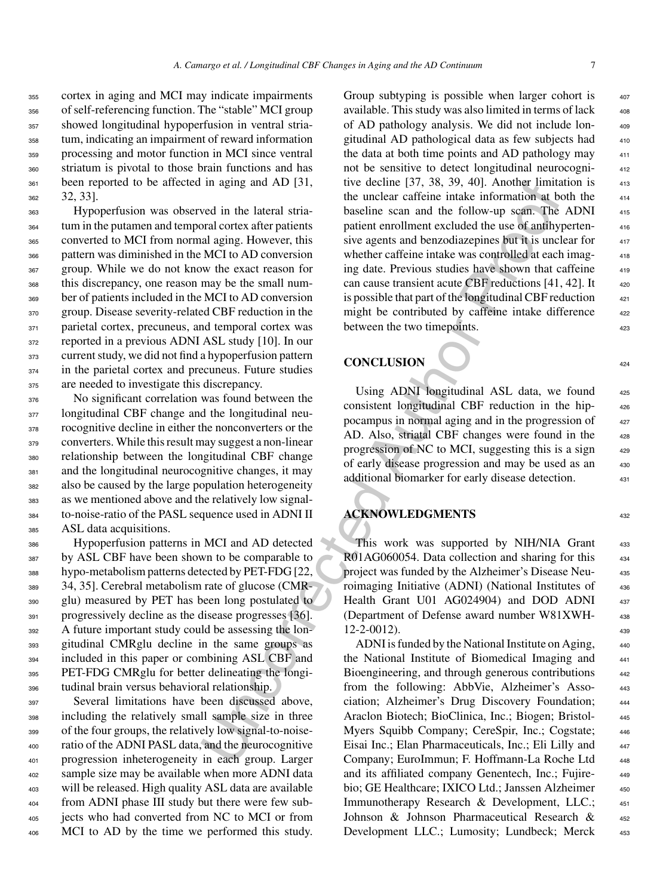cortex in aging and MCI may indicate impairments of self-referencing function. The "stable" MCI group showed longitudinal hypoperfusion in ventral striatum, indicating an impairment of reward information processing and motor function in MCI since ventral striatum is pivotal to those brain functions and has been reported to be affected in aging and AD [31, 32, 33].

Hypoperfusion was observed in the lateral striatum in the putamen and temporal cortex after patients converted to MCI from normal aging. However, this pattern was diminished in the MCI to AD conversion group. While we do not know the exact reason for this discrepancy, one reason may be the small number of patients included in the MCI to AD conversion group. Disease severity-related CBF reduction in the parietal cortex, precuneus, and temporal cortex was reported in a previous ADNI ASL study [10]. In our current study, we did not find a hypoperfusion pattern in the parietal cortex and precuneus. Future studies are needed to investigate this discrepancy.

No significant correlation was found between the longitudinal CBF change and the longitudinal neurocognitive decline in either the nonconverters or the converters. While this result may suggest a non-linear relationship between the longitudinal CBF change and the longitudinal neurocognitive changes, it may also be caused by the large population heterogeneity as we mentioned above and the relatively low signal-to-noise-ratio of the PASL sequence used in ADNI II ASL data acquisitions.

Hypoperfusion patterns in MCI and AD detected by ASL CBF have been shown to be comparable to hypo-metabolism patterns detected by PET-FDG [22, 34, 35]. Cerebral metabolism rate of glucose (CMRglu) measured by PET has been long postulated to progressively decline as the disease progresses [36]. A future important study could be assessing the longitudinal CMRglu decline in the same groups as included in this paper or combining ASL CBF and PET-FDG CMRglu for better delineating the longitudinal brain versus behavioral relationship.

Several limitations have been discussed above, including the relatively small sample size in three of the four groups, the relatively low signal-to-noise-ratio of the ADNI PASL data, and the neurocognitive progression inheterogeneity in each group. Larger sample size may be available when more ADNI data will be released. High quality ASL data are available from ADNI phase III study but there were few subjects who had converted from NC to MCI or from MCI to AD by the time we performed this study. Group subtyping is possible when larger cohort is available. This study was also limited in terms of lack of AD pathology analysis. We did not include longitudinal AD pathological data as few subjects had the data at both time points and AD pathology may not be sensitive to detect longitudinal neurocognitive decline [37, 38, 39, 40]. Another limitation is the unclear caffeine intake information at both the baseline scan and the follow-up scan. The ADNI patient enrollment excluded the use of antihypertensive agents and benzodiazepines but it is unclear for whether caffeine intake was controlled at each imaging date. Previous studies have shown that caffeine can cause transient acute CBF reductions [41, 42]. It is possible that part of the longitudinal CBF reduction might be contributed by caffeine intake difference between the two timepoints.

## CONCLUSION

Using ADNI longitudinal ASL data, we found consistent longitudinal CBF reduction in the hippocampus in normal aging and in the progression of AD. Also, striatal CBF changes were found in the progression of NC to MCI, suggesting this is a sign of early disease progression and may be used as an additional biomarker for early disease detection.

## ACKNOWLEDGMENTS

This work was supported by NIH/NIA Grant R01AG060054. Data collection and sharing for this project was funded by the Alzheimer's Disease Neuroimaging Initiative (ADNI) (National Institutes of Health Grant U01 AG024904) and DOD ADNI (Department of Defense award number W81XWH-12-2-0012).

ADNI is funded by the National Institute on Aging, the National Institute of Biomedical Imaging and Bioengineering, and through generous contributions from the following: AbbVie, Alzheimer's Association; Alzheimer's Drug Discovery Foundation; Araclon Biotech; BioClinica, Inc.; Biogen; Bristol-Myers Squibb Company; CereSpir, Inc.; Cogstate; Eisai Inc.; Elan Pharmaceuticals, Inc.; Eli Lilly and Company; EuroImmun; F. Hoffmann-La Roche Ltd and its affiliated company Genentech, Inc.; Fujirebio; GE Healthcare; IXICO Ltd.; Janssen Alzheimer Immunotherapy Research & Development, LLC.; Johnson & Johnson Pharmaceutical Research & Development LLC.; Lumosity; Lundbeck; Merck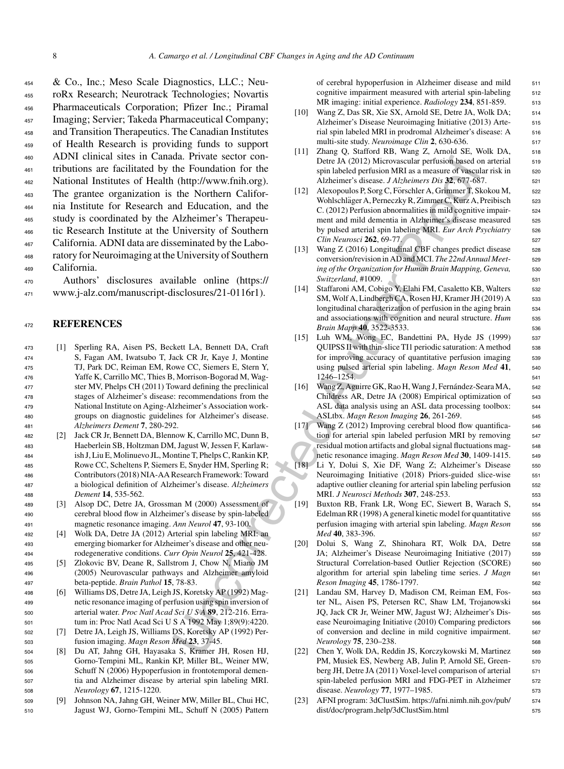& Co., Inc.; Meso Scale Diagnostics, LLC.; NeuroRx Research; Neurotrack Technologies; Novartis Pharmaceuticals Corporation; Pfizer Inc.; Piramal Imaging; Servier; Takeda Pharmaceutical Company; and Transition Therapeutics. The Canadian Institutes of Health Research is providing funds to support ADNI clinical sites in Canada. Private sector contributions are facilitated by the Foundation for the National Institutes of Health (http://www.fnih.org). The grantee organization is the Northern California Institute for Research and Education, and the study is coordinated by the Alzheimer's Therapeutic Research Institute at the University of Southern California. ADNI data are disseminated by the Laboratory for Neuroimaging at the University of Southern California.

Authors' disclosures available online (https://www.j-alz.com/manuscript-disclosures/21-0116r1).

## REFERENCES

[1] Sperling RA, Aisen PS, Beckett LA, Bennett DA, Craft S, Fagan AM, Iwatsubo T, Jack CR Jr, Kaye J, Montine TJ, Park DC, Reiman EM, Rowe CC, Siemers E, Stern Y, Yaffe K, Carrillo MC, Thies B, Morrison-Bogorad M, Wagster MV, Phelps CH (2011) Toward defining the preclinical stages of Alzheimer's disease: recommendations from the National Institute on Aging-Alzheimer's Association workgroups on diagnostic guidelines for Alzheimer's disease. *Alzheimers Dement* **7**, 280-292.

[2] Jack CR Jr, Bennett DA, Blennow K, Carrillo MC, Dunn B, Haeberlein SB, Holtzman DM, Jagust W, Jessen F, Karlawish J, Liu E, Molinuevo JL, Montine T, Phelps C, Rankin KP, Rowe CC, Scheltens P, Siemers E, Snyder HM, Sperling R; Contributors (2018) NIA-AA Research Framework: Toward a biological definition of Alzheimer's disease. *Alzheimers Dement* **14**, 535-562.

[3] Alsop DC, Detre JA, Grossman M (2000) Assessment of cerebral blood flow in Alzheimer's disease by spin-labeled magnetic resonance imaging. *Ann Neurol* **47**, 93-100.

[4] Wolk DA, Detre JA (2012) Arterial spin labeling MRI: an emerging biomarker for Alzheimer's disease and other neurodegenerative conditions. *Curr Opin Neurol* **25**, 421-428.

[5] Zlokovic BV, Deane R, Sallstrom J, Chow N, Miano JM (2005) Neurovascular pathways and Alzheimer amyloid beta-peptide. *Brain Pathol* **15**, 78-83.

[6] Williams DS, Detre JA, Leigh JS, Koretsky AP (1992) Magnetic resonance imaging of perfusion using spin inversion of arterial water. *Proc Natl Acad Sci U S A* **89**, 212-216. Erratum in: Proc Natl Acad Sci U S A 1992 May 1;89(9):4220.

[7] Detre JA, Leigh JS, Williams DS, Koretsky AP (1992) Perfusion imaging. *Magn Reson Med* **23**, 37-45.

[8] Du AT, Jahng GH, Hayasaka S, Kramer JH, Rosen HJ, Gorno-Tempini ML, Rankin KP, Miller BL, Weiner MW, Schuff N (2006) Hypoperfusion in frontotemporal dementia and Alzheimer disease by arterial spin labeling MRI. *Neurology* **67**, 1215-1220.

[9] Johnson NA, Jahng GH, Weiner MW, Miller BL, Chui HC, Jagust WJ, Gorno-Tempini ML, Schuff N (2005) Pattern of cerebral hypoperfusion in Alzheimer disease and mild cognitive impairment measured with arterial spin-labeling MR imaging: initial experience. *Radiology* **234**, 851-859.

[10] Wang Z, Das SR, Xie SX, Arnold SE, Detre JA, Wolk DA; Alzheimer's Disease Neuroimaging Initiative (2013) Arterial spin labeled MRI in prodromal Alzheimer's disease: A multi-site study. *Neuroimage Clin* **2**, 630-636.

[11] Zhang Q, Stafford RB, Wang Z, Arnold SE, Wolk DA, Detre JA (2012) Microvascular perfusion based on arterial spin labeled perfusion MRI as a measure of vascular risk in Alzheimer's disease. *J Alzheimers Dis* **32**, 677-687.

[12] Alexopoulos P, Sorg C, Förschler A, Grimmer T, Skokou M, Wohlschläger A, Perneczky R, Zimmer C, Kurz A, Preibisch C. (2012) Perfusion abnormalities in mild cognitive impairment and mild dementia in Alzheimer's disease measured by pulsed arterial spin labeling MRI. *Eur Arch Psychiatry Clin Neurosci* **262**, 69-77.

[13] Wang Z (2016) Longitudinal CBF changes predict disease conversion/revision in AD and MCI. *The 22nd Annual Meeting of the Organization for Human Brain Mapping, Geneva, Switzerland*, #1009.

[14] Staffaroni AM, Cobigo Y, Elahi FM, Casaletto KB, Walters SM, Wolf A, Lindbergh CA, Rosen HJ, Kramer JH (2019) A longitudinal characterization of perfusion in the aging brain and associations with cognition and neural structure. *Hum Brain Mapp* **40**, 3522-3533.

[15] Luh WM, Wong EC, Bandettini PA, Hyde JS (1999) QUIPSS II with thin-slice TI1 periodic saturation: A method for improving accuracy of quantitative perfusion imaging using pulsed arterial spin labeling. *Magn Reson Med* **41**, 1246–1254.

[16] Wang Z, Aguirre GK, Rao H, Wang J, Fernández-Seara MA, Childress AR, Detre JA (2008) Empirical optimization of ASL data analysis using an ASL data processing toolbox: ASLtbx. *Magn Reson Imaging* **26**, 261-269.

[17] Wang Z (2012) Improving cerebral blood flow quantification for arterial spin labeled perfusion MRI by removing residual motion artifacts and global signal fluctuations magnetic resonance imaging. *Magn Reson Med* **30**, 1409-1415.

[18] Li Y, Dolui S, Xie DF, Wang Z; Alzheimer's Disease Neuroimaging Initiative (2018) Priors-guided slice-wise adaptive outlier cleaning for arterial spin labeling perfusion MRI. *J Neurosci Methods* **307**, 248-253.

[19] Buxton RB, Frank LR, Wong EC, Siewert B, Warach S, Edelman RR (1998) A general kinetic model for quantitative perfusion imaging with arterial spin labeling. *Magn Reson Med* **40**, 383-396.

[20] Dolui S, Wang Z, Shinohara RT, Wolk DA, Detre JA; Alzheimer's Disease Neuroimaging Initiative (2017) Structural Correlation-based Outlier Rejection (SCORE) algorithm for arterial spin labeling time series. *J Magn Reson Imaging* **45**, 1786-1797.

[21] Landau SM, Harvey D, Madison CM, Reiman EM, Foster NL, Aisen PS, Petersen RC, Shaw LM, Trojanowski JQ, Jack CR Jr, Weiner MW, Jagust WJ; Alzheimer's Disease Neuroimaging Initiative (2010) Comparing predictors of conversion and decline in mild cognitive impairment. *Neurology* **75**, 230–238.

[22] Chen Y, Wolk DA, Reddin JS, Korczykowski M, Martinez PM, Musiek ES, Newberg AB, Julin P, Arnold SE, Greenberg JH, Detre JA (2011) Voxel-level comparison of arterial spin-labeled perfusion MRI and FDG-PET in Alzheimer disease. *Neurology* **77**, 1977–1985.

[23] AFNI program: 3dClustSim. https://afni.nimh.nih.gov/pub/dist/doc/program_help/3dClustSim.html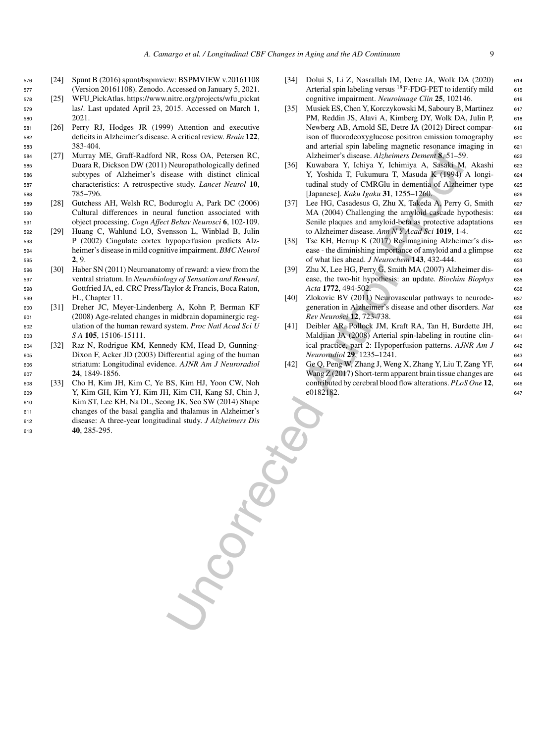[24] Spunt B (2016) spunt/bspmview: BSPMVIEW v.20161108 (Version 20161108). Zenodo. Accessed on January 5, 2021.

[25] WFU_PickAtlas. https://www.nitrc.org/projects/wfu_pickatlas/. Last updated April 23, 2015. Accessed on March 1, 2021.

[26] Perry RJ, Hodges JR (1999) Attention and executive deficits in Alzheimer's disease. A critical review. *Brain* **122**, 383-404.

[27] Murray ME, Graff-Radford NR, Ross OA, Petersen RC, Duara R, Dickson DW (2011) Neuropathologically defined subtypes of Alzheimer's disease with distinct clinical characteristics: A retrospective study. *Lancet Neurol* **10**, 785–796.

[28] Gutchess AH, Welsh RC, Boduroglu A, Park DC (2006) Cultural differences in neural function associated with object processing. *Cogn Affect Behav Neurosci* **6**, 102-109.

[29] Huang C, Wahlund LO, Svensson L, Winblad B, Julin P (2002) Cingulate cortex hypoperfusion predicts Alzheimer's disease in mild cognitive impairment. *BMC Neurol* **2**, 9.

[30] Haber SN (2011) Neuroanatomy of reward: a view from the ventral striatum. In *Neurobiology of Sensation and Reward*, Gottfried JA, ed. CRC Press/Taylor & Francis, Boca Raton, FL, Chapter 11.

[31] Dreher JC, Meyer-Lindenberg A, Kohn P, Berman KF (2008) Age-related changes in midbrain dopaminergic regulation of the human reward system. *Proc Natl Acad Sci U S A* **105**, 15106-15111.

[32] Raz N, Rodrigue KM, Kennedy KM, Head D, Gunning-Dixon F, Acker JD (2003) Differential aging of the human striatum: Longitudinal evidence. *AJNR Am J Neuroradiol* **24**, 1849-1856.

[33] Cho H, Kim JH, Kim C, Ye BS, Kim HJ, Yoon CW, Noh Y, Kim GH, Kim YJ, Kim JH, Kim CH, Kang SJ, Chin J, Kim ST, Lee KH, Na DL, Seong JK, Seo SW (2014) Shape changes of the basal ganglia and thalamus in Alzheimer's disease: A three-year longitudinal study. *J Alzheimers Dis* **40**, 285-295.

[34] Dolui S, Li Z, Nasrallah IM, Detre JA, Wolk DA (2020) Arterial spin labeling versus $^{18}$F-FDG-PET to identify mild cognitive impairment. *Neuroimage Clin* **25**, 102146.

[35] Musiek ES, Chen Y, Korczykowski M, Saboury B, Martinez PM, Reddin JS, Alavi A, Kimberg DY, Wolk DA, Julin P, Newberg AB, Arnold SE, Detre JA (2012) Direct comparison of fluorodeoxyglucose positron emission tomography and arterial spin labeling magnetic resonance imaging in Alzheimer's disease. *Alzheimers Dement* **8**, 51–59.

[36] Kuwabara Y, Ichiya Y, Ichimiya A, Sasaki M, Akashi Y, Yoshida T, Fukumura T, Masuda K (1994) A longitudinal study of CMRGlu in dementia of Alzheimer type [Japanese]. *Kaku Igaku* **31**, 1255–1260.

[37] Lee HG, Casadesus G, Zhu X, Takeda A, Perry G, Smith MA (2004) Challenging the amyloid cascade hypothesis: Senile plaques and amyloid-beta as protective adaptations to Alzheimer disease. *Ann N Y Acad Sci* **1019**, 1-4.

[38] Tse KH, Herrup K (2017) Re-imagining Alzheimer's disease - the diminishing importance of amyloid and a glimpse of what lies ahead. *J Neurochem* **143**, 432-444.

[39] Zhu X, Lee HG, Perry G, Smith MA (2007) Alzheimer disease, the two-hit hypothesis: an update. *Biochim Biophys Acta* **1772**, 494-502.

[40] Zlokovic BV (2011) Neurovascular pathways to neurodegeneration in Alzheimer's disease and other disorders. *Nat Rev Neurosci* **12**, 723-738.

[41] Deibler AR, Pollock JM, Kraft RA, Tan H, Burdette JH, Maldjian JA (2008) Arterial spin-labeling in routine clinical practice, part 2: Hypoperfusion patterns. *AJNR Am J Neuroradiol* **29**, 1235–1241.

[42] Ge Q, Peng W, Zhang J, Weng X, Zhang Y, Liu T, Zang YF, Wang Z (2017) Short-term apparent brain tissue changes are contributed by cerebral blood flow alterations. *PLoS One* **12**, e0182182.